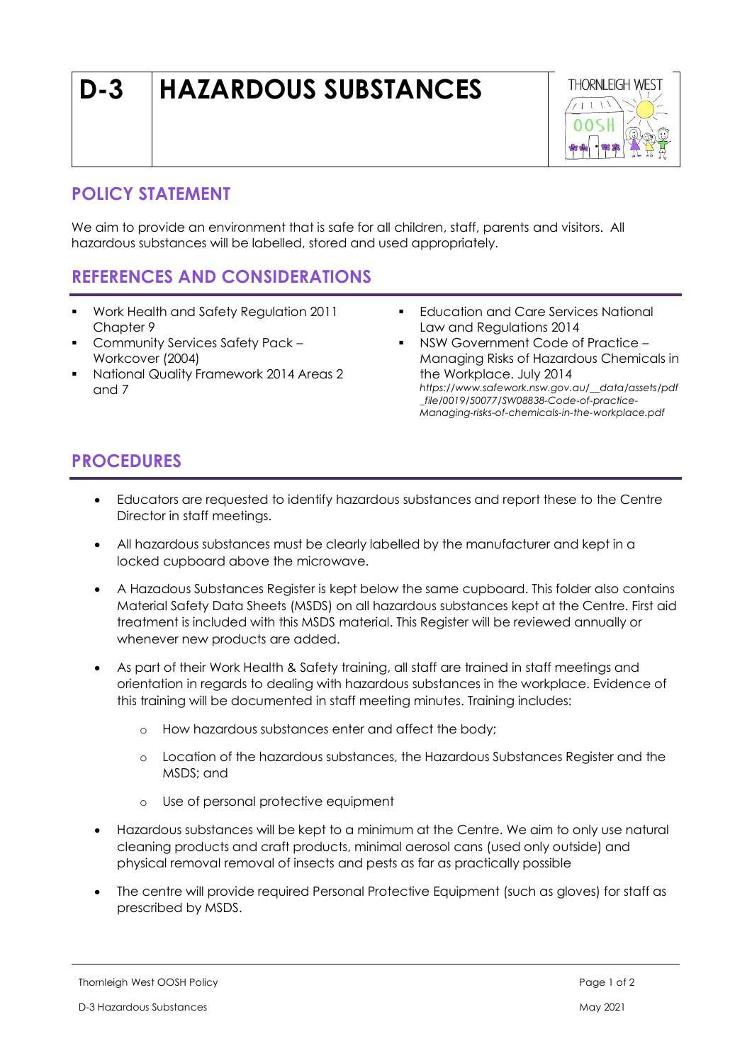# D-3 HAZARDOUS SUBSTANCES

THORNLEIGH WEST OOSH

## POLICY STATEMENT

We aim to provide an environment that is safe for all children, staff, parents and visitors. All hazardous substances will be labelled, stored and used appropriately.

## REFERENCES AND CONSIDERATIONS

- Work Health and Safety Regulation 2011 Chapter 9
- Community Services Safety Pack – Workcover (2004)
- National Quality Framework 2014 Areas 2 and 7
- Education and Care Services National Law and Regulations 2014
- NSW Government Code of Practice – Managing Risks of Hazardous Chemicals in the Workplace. July 2014 *https://www.safework.nsw.gov.au/__data/assets/pdf_file/0019/50077/SW08838-Code-of-practice-Managing-risks-of-chemicals-in-the-workplace.pdf*

## PROCEDURES

- Educators are requested to identify hazardous substances and report these to the Centre Director in staff meetings.
- All hazardous substances must be clearly labelled by the manufacturer and kept in a locked cupboard above the microwave.
- A Hazadous Substances Register is kept below the same cupboard. This folder also contains Material Safety Data Sheets (MSDS) on all hazardous substances kept at the Centre. First aid treatment is included with this MSDS material. This Register will be reviewed annually or whenever new products are added.
- As part of their Work Health & Safety training, all staff are trained in staff meetings and orientation in regards to dealing with hazardous substances in the workplace. Evidence of this training will be documented in staff meeting minutes. Training includes:
  - How hazardous substances enter and affect the body;
  - Location of the hazardous substances, the Hazardous Substances Register and the MSDS; and
  - Use of personal protective equipment
- Hazardous substances will be kept to a minimum at the Centre. We aim to only use natural cleaning products and craft products, minimal aerosol cans (used only outside) and physical removal removal of insects and pests as far as practically possible
- The centre will provide required Personal Protective Equipment (such as gloves) for staff as prescribed by MSDS.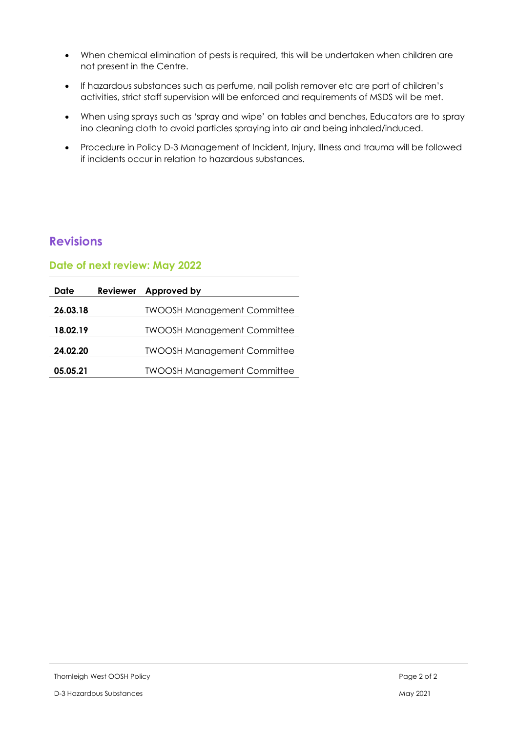- When chemical elimination of pests is required, this will be undertaken when children are not present in the Centre.
- If hazardous substances such as perfume, nail polish remover etc are part of children's activities, strict staff supervision will be enforced and requirements of MSDS will be met.
- When using sprays such as 'spray and wipe' on tables and benches, Educators are to spray ino cleaning cloth to avoid particles spraying into air and being inhaled/induced.
- Procedure in Policy D-3 Management of Incident, Injury, Illness and trauma will be followed if incidents occur in relation to hazardous substances.

## Revisions

### Date of next review: May 2022

| Date | Reviewer | Approved by |
|---|---|---|
| **26.03.18** | | TWOOSH Management Committee |
| **18.02.19** | | TWOOSH Management Committee |
| **24.02.20** | | TWOOSH Management Committee |
| **05.05.21** | | TWOOSH Management Committee |